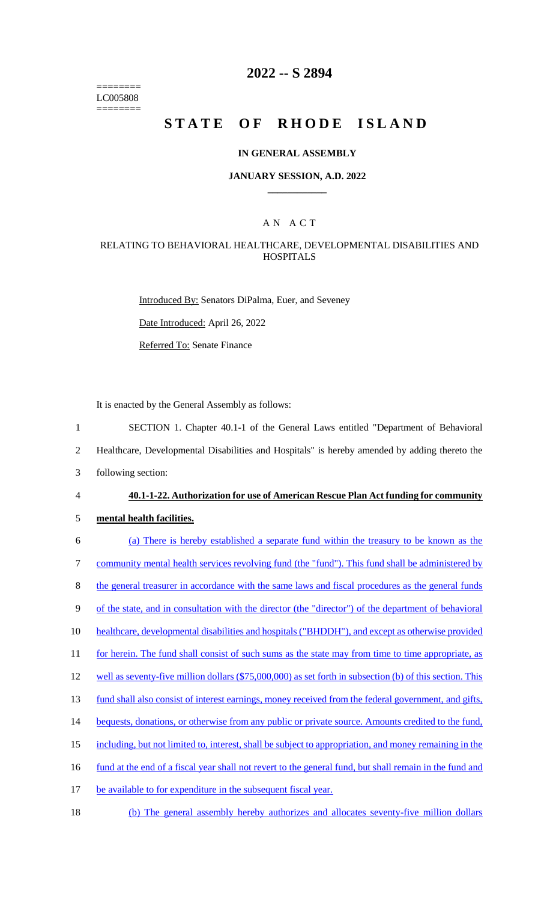========
LC005808
========

# 2022 -- S 2894

# STATE OF RHODE ISLAND

## IN GENERAL ASSEMBLY

### JANUARY SESSION, A.D. 2022

## A N A C T

### RELATING TO BEHAVIORAL HEALTHCARE, DEVELOPMENTAL DISABILITIES AND HOSPITALS

Introduced By: Senators DiPalma, Euer, and Seveney

Date Introduced: April 26, 2022

Referred To: Senate Finance

It is enacted by the General Assembly as follows:

1 SECTION 1. Chapter 40.1-1 of the General Laws entitled "Department of Behavioral
2 Healthcare, Developmental Disabilities and Hospitals" is hereby amended by adding thereto the
3 following section:

4 **40.1-1-22. Authorization for use of American Rescue Plan Act funding for community**
5 **mental health facilities.**

6 (a) There is hereby established a separate fund within the treasury to be known as the
7 community mental health services revolving fund (the "fund"). This fund shall be administered by
8 the general treasurer in accordance with the same laws and fiscal procedures as the general funds
9 of the state, and in consultation with the director (the "director") of the department of behavioral
10 healthcare, developmental disabilities and hospitals ("BHDDH"), and except as otherwise provided
11 for herein. The fund shall consist of such sums as the state may from time to time appropriate, as
12 well as seventy-five million dollars ($75,000,000) as set forth in subsection (b) of this section. This
13 fund shall also consist of interest earnings, money received from the federal government, and gifts,
14 bequests, donations, or otherwise from any public or private source. Amounts credited to the fund,
15 including, but not limited to, interest, shall be subject to appropriation, and money remaining in the
16 fund at the end of a fiscal year shall not revert to the general fund, but shall remain in the fund and
17 be available to for expenditure in the subsequent fiscal year.

18 (b) The general assembly hereby authorizes and allocates seventy-five million dollars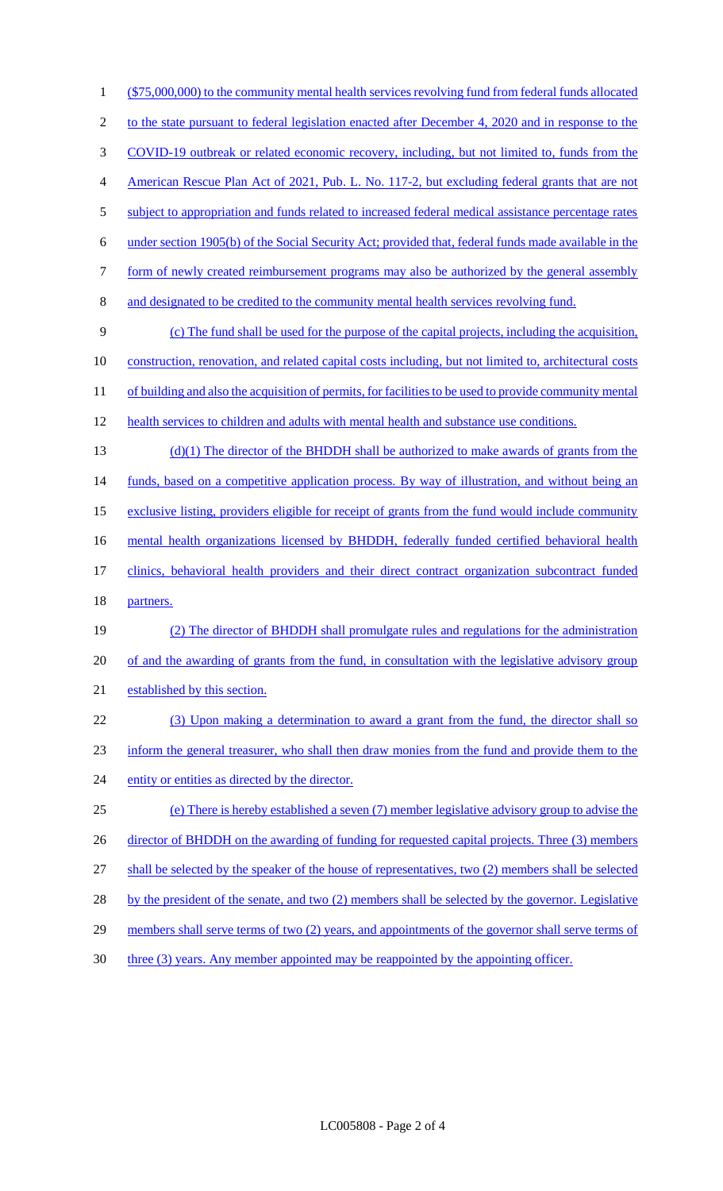($75,000,000) to the community mental health services revolving fund from federal funds allocated to the state pursuant to federal legislation enacted after December 4, 2020 and in response to the COVID-19 outbreak or related economic recovery, including, but not limited to, funds from the American Rescue Plan Act of 2021, Pub. L. No. 117-2, but excluding federal grants that are not subject to appropriation and funds related to increased federal medical assistance percentage rates under section 1905(b) of the Social Security Act; provided that, federal funds made available in the form of newly created reimbursement programs may also be authorized by the general assembly and designated to be credited to the community mental health services revolving fund.

(c) The fund shall be used for the purpose of the capital projects, including the acquisition, construction, renovation, and related capital costs including, but not limited to, architectural costs of building and also the acquisition of permits, for facilities to be used to provide community mental health services to children and adults with mental health and substance use conditions.

(d)(1) The director of the BHDDH shall be authorized to make awards of grants from the funds, based on a competitive application process. By way of illustration, and without being an exclusive listing, providers eligible for receipt of grants from the fund would include community mental health organizations licensed by BHDDH, federally funded certified behavioral health clinics, behavioral health providers and their direct contract organization subcontract funded partners.

(2) The director of BHDDH shall promulgate rules and regulations for the administration of and the awarding of grants from the fund, in consultation with the legislative advisory group established by this section.

(3) Upon making a determination to award a grant from the fund, the director shall so inform the general treasurer, who shall then draw monies from the fund and provide them to the entity or entities as directed by the director.

(e) There is hereby established a seven (7) member legislative advisory group to advise the director of BHDDH on the awarding of funding for requested capital projects. Three (3) members shall be selected by the speaker of the house of representatives, two (2) members shall be selected by the president of the senate, and two (2) members shall be selected by the governor. Legislative members shall serve terms of two (2) years, and appointments of the governor shall serve terms of three (3) years. Any member appointed may be reappointed by the appointing officer.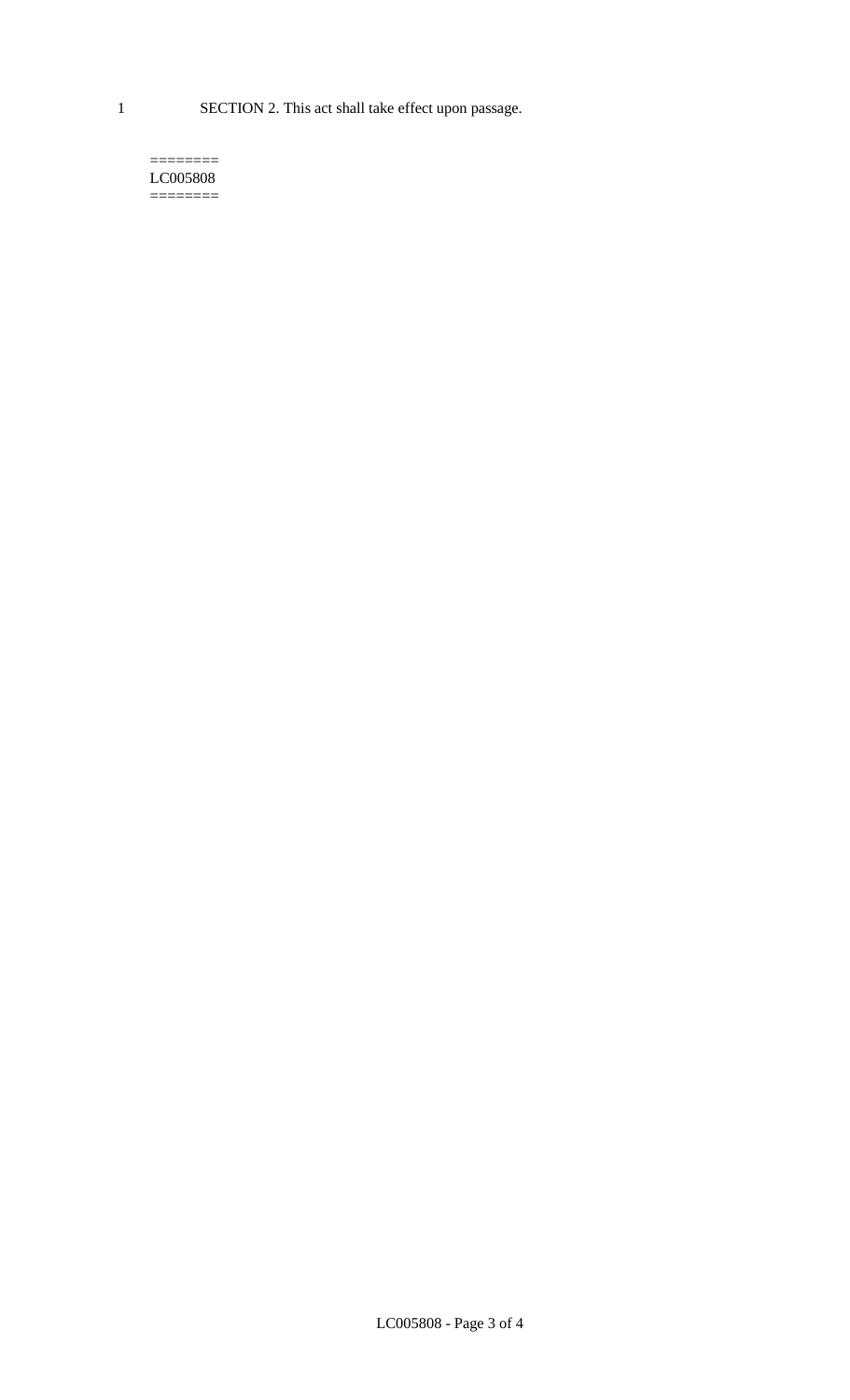1 SECTION 2. This act shall take effect upon passage.

========
LC005808
========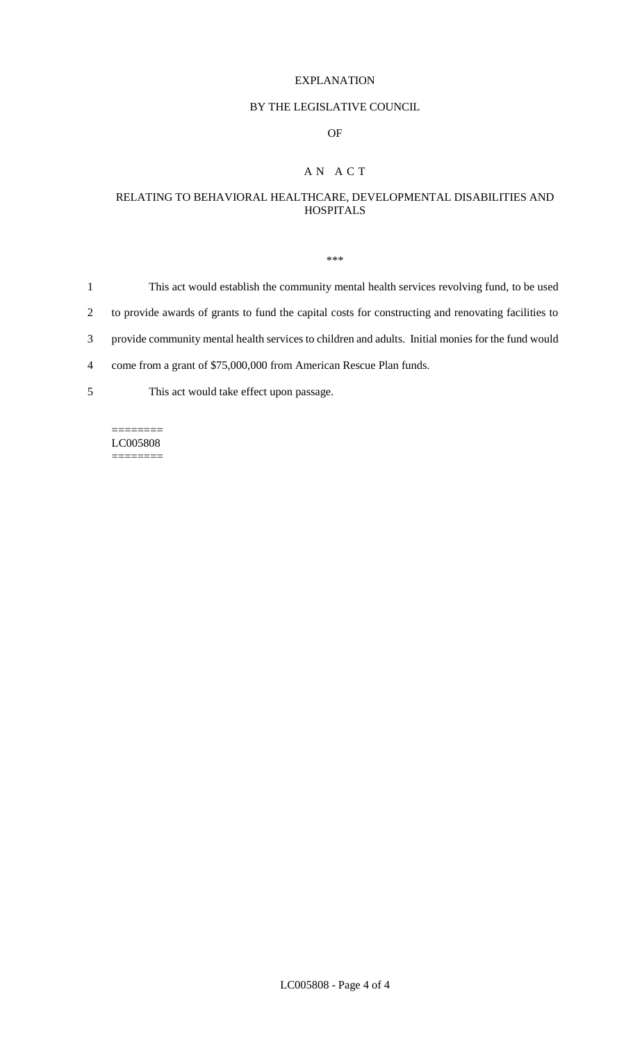EXPLANATION

BY THE LEGISLATIVE COUNCIL

OF

# A N A C T

RELATING TO BEHAVIORAL HEALTHCARE, DEVELOPMENTAL DISABILITIES AND HOSPITALS

\*\*\*

This act would establish the community mental health services revolving fund, to be used to provide awards of grants to fund the capital costs for constructing and renovating facilities to provide community mental health services to children and adults. Initial monies for the fund would come from a grant of $75,000,000 from American Rescue Plan funds.

This act would take effect upon passage.

========
LC005808
========